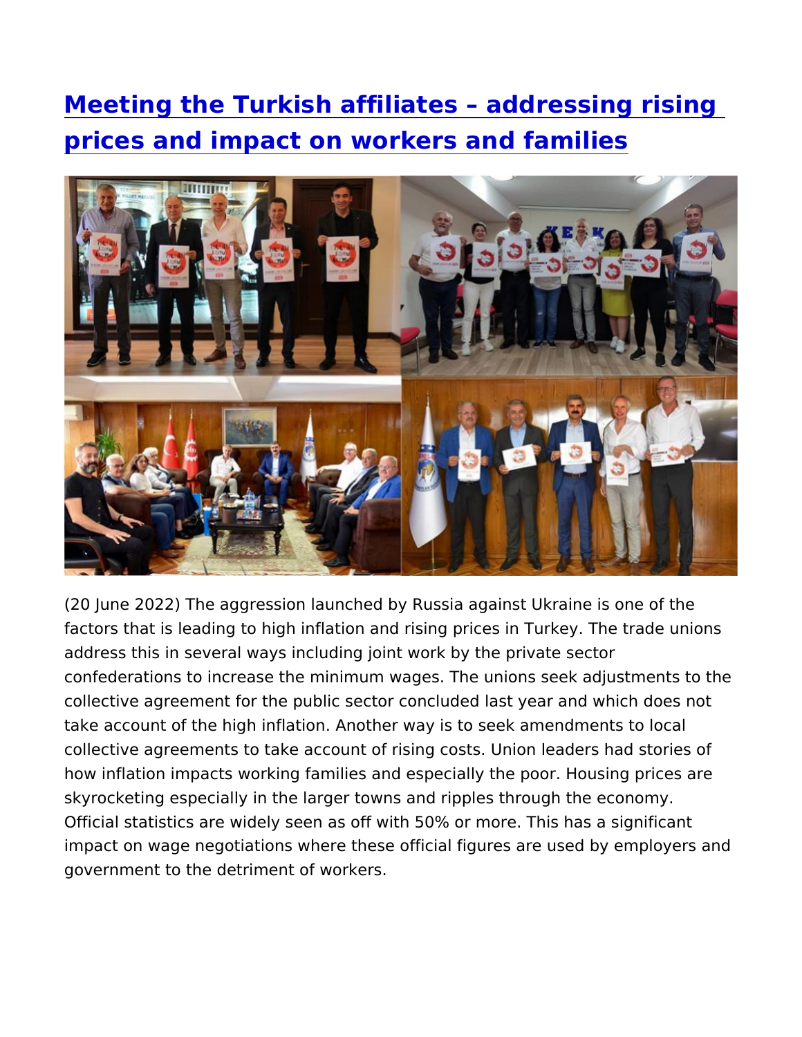# [Meeting the Turkish affiliates – addressing rising prices and impact on workers and families]

(20 June 2022) The aggression launched by Russia against Ukraine is one of the factors that is leading to high inflation and rising prices in Turkey. The trade unions address this in several ways including joint work by the private sector confederations to increase the minimum wages. The unions seek adjustments to the collective agreement for the public sector concluded last year and which does not take account of the high inflation. Another way is to seek amendments to local collective agreements to take account of rising costs. Union leaders had stories of how inflation impacts working families and especially the poor. Housing prices are skyrocketing especially in the larger towns and ripples through the economy. Official statistics are widely seen as off with 50% or more. This has a significant impact on wage negotiations where these official figures are used by employers and government to the detriment of workers.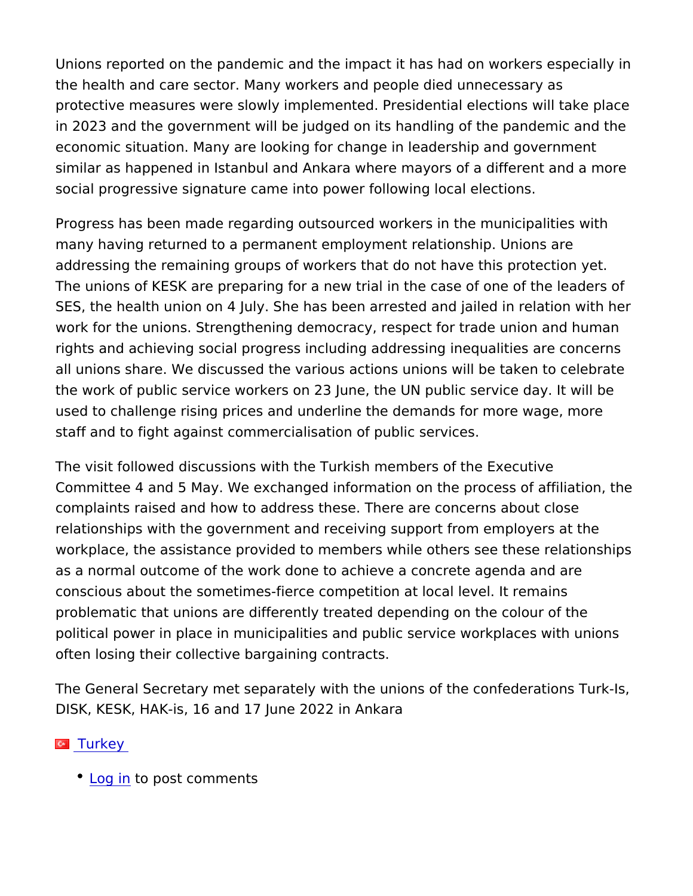Unions reported on the pandemic and the impact it has had on workers especially in the health and care sector. Many workers and people died unnecessary as protective measures were slowly implemented. Presidential elections will take place in 2023 and the government will be judged on its handling of the pandemic and the economic situation. Many are looking for change in leadership and government similar as happened in Istanbul and Ankara where mayors of a different and a more social progressive signature came into power following local elections.

Progress has been made regarding outsourced workers in the municipalities with many having returned to a permanent employment relationship. Unions are addressing the remaining groups of workers that do not have this protection yet. The unions of KESK are preparing for a new trial in the case of one of the leaders of SES, the health union on 4 July. She has been arrested and jailed in relation with her work for the unions. Strengthening democracy, respect for trade union and human rights and achieving social progress including addressing inequalities are concerns all unions share. We discussed the various actions unions will be taken to celebrate the work of public service workers on 23 June, the UN public service day. It will be used to challenge rising prices and underline the demands for more wage, more staff and to fight against commercialisation of public services.

The visit followed discussions with the Turkish members of the Executive Committee 4 and 5 May. We exchanged information on the process of affiliation, the complaints raised and how to address these. There are concerns about close relationships with the government and receiving support from employers at the workplace, the assistance provided to members while others see these relationships as a normal outcome of the work done to achieve a concrete agenda and are conscious about the sometimes-fierce competition at local level. It remains problematic that unions are differently treated depending on the colour of the political power in place in municipalities and public service workplaces with unions often losing their collective bargaining contracts.

The General Secretary met separately with the unions of the confederations Turk-Is, DISK, KESK, HAK-is, 16 and 17 June 2022 in Ankara

Turkey

- Log in to post comments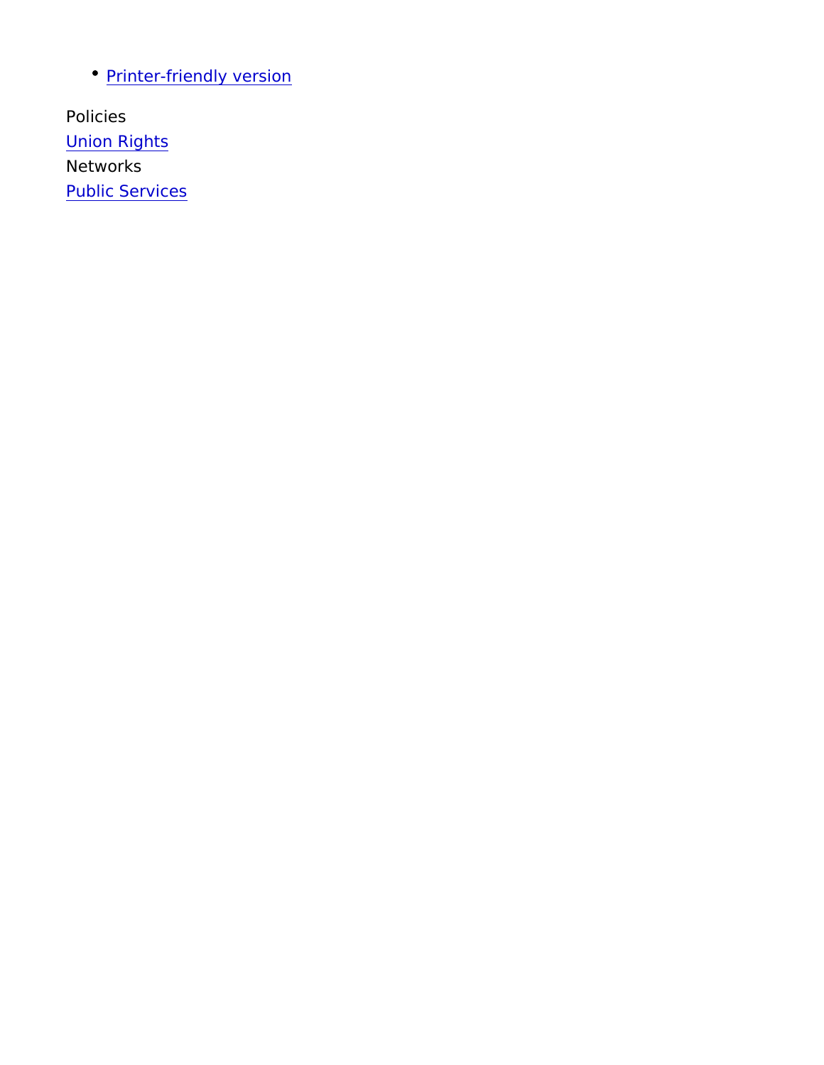- Printer-friendly version

Policies
Union Rights
Networks
Public Services